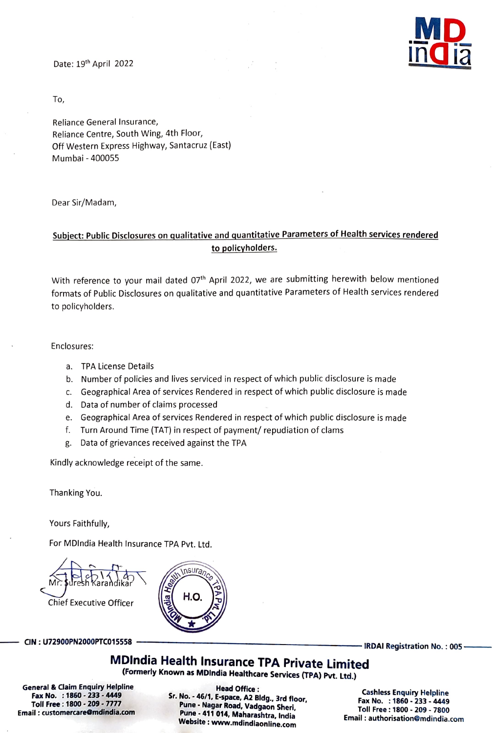Date: 19th April 2022

To,

Reliance General Insurance,
Reliance Centre, South Wing, 4th Floor,
Off Western Express Highway, Santacruz (East)
Mumbai - 400055

Dear Sir/Madam,

**Subject: Public Disclosures on qualitative and quantitative Parameters of Health services rendered to policyholders.**

With reference to your mail dated 07th April 2022, we are submitting herewith below mentioned formats of Public Disclosures on qualitative and quantitative Parameters of Health services rendered to policyholders.

Enclosures:

a. TPA License Details
b. Number of policies and lives serviced in respect of which public disclosure is made
c. Geographical Area of services Rendered in respect of which public disclosure is made
d. Data of number of claims processed
e. Geographical Area of services Rendered in respect of which public disclosure is made
f. Turn Around Time (TAT) in respect of payment/ repudiation of clams
g. Data of grievances received against the TPA

Kindly acknowledge receipt of the same.

Thanking You.

Yours Faithfully,

For MDIndia Health Insurance TPA Pvt. Ltd.

Mr. Suresh Karandikar
Chief Executive Officer

CIN : U72900PN2000PTC015558 — IRDAI Registration No. : 005

**MDIndia Health Insurance TPA Private Limited**
**(Formerly Known as MDIndia Healthcare Services (TPA) Pvt. Ltd.)**

General & Claim Enquiry Helpline
Fax No. : 1860 - 233 - 4449
Toll Free : 1800 - 209 - 7777
Email : customercare@mdindia.com

Head Office :
Sr. No. - 46/1, E-space, A2 Bldg., 3rd floor,
Pune - Nagar Road, Vadgaon Sheri,
Pune - 411 014, Maharashtra, India
Website : www.mdindiaonline.com

Cashless Enquiry Helpline
Fax No. : 1860 - 233 - 4449
Toll Free : 1800 - 209 - 7800
Email : authorisation@mdindia.com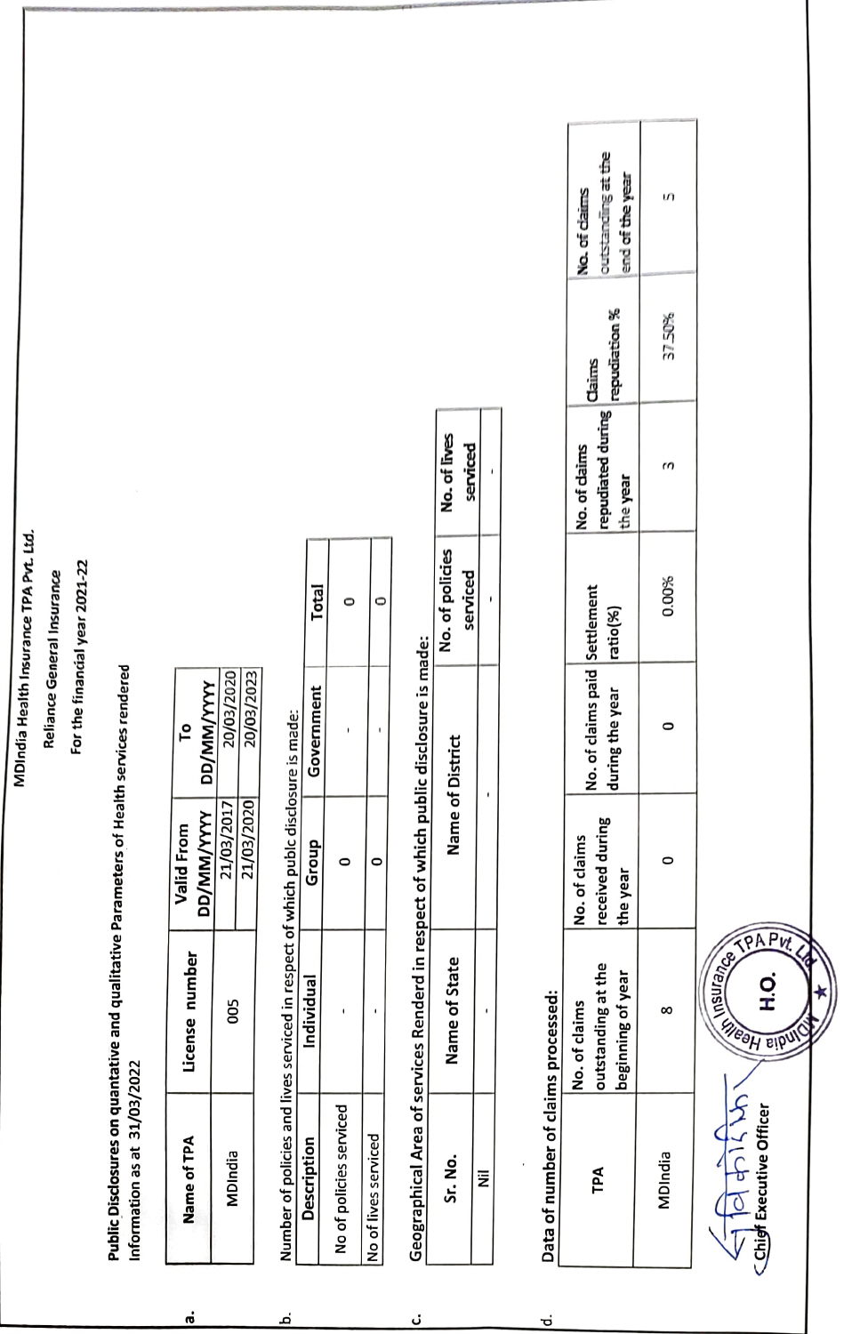MDIndia Health Insurance TPA Pvt. Ltd.

Reliance General Insurance

For the financial year 2021-22

**Public Disclosures on quantative and qualitative Parameters of Health services rendered**

Information as at 31/03/2022

a.

| Name of TPA | License number | Valid From DD/MM/YYYY | To DD/MM/YYYY |
|---|---|---|---|
| MDIndia | 005 | 21/03/2017 | 20/03/2020 |
| | | 21/03/2020 | 20/03/2023 |

b. Number of policies and lives serviced in respect of which public disclosure is made:

| Description | Individual | Group | Government | Total |
|---|---|---|---|---|
| No of policies serviced | - | 0 | - | 0 |
| No of lives serviced | - | 0 | - | 0 |

c. Geographical Area of services Renderd in respect of which public disclosure is made:

| Sr. No. | Name of State | Name of District | No. of policies serviced | No. of lives serviced |
|---|---|---|---|---|
| Nil | - | - | - | - |

d. Data of number of claims processed:

| TPA | No. of claims outstanding at the beginning of year | No. of claims received during the year | No. of claims paid during the year | Settlement ratio(%) | No. of claims repudiated during the year | Claims repudiation % | No. of claims outstanding at the end of the year |
|---|---|---|---|---|---|---|---|
| MDIndia | 8 | 0 | 0 | 0.00% | 3 | 37.50% | 5 |

Chief Executive Officer

MDIndia Health Insurance TPA Pvt. Ltd. H.O.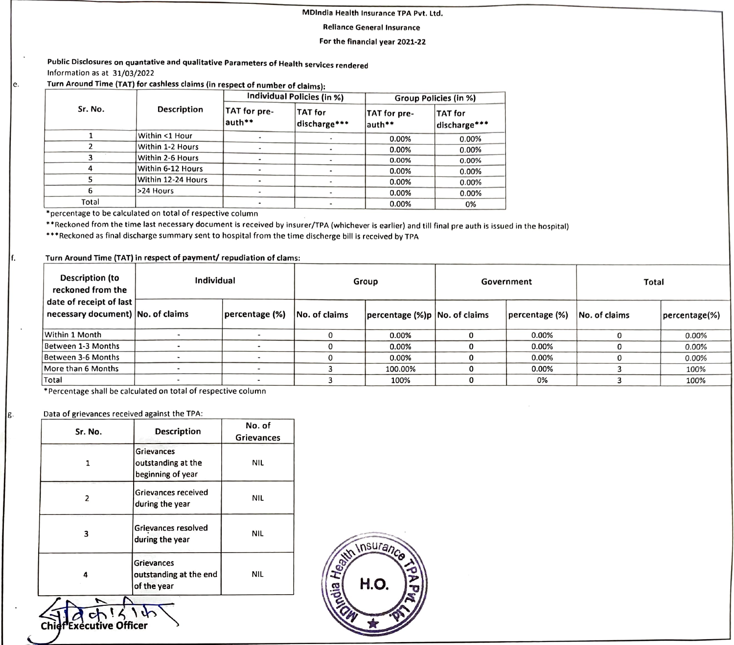MDIndia Health Insurance TPA Pvt. Ltd.

Reliance General Insurance

For the financial year 2021-22

**Public Disclosures on quantative and qualitative Parameters of Health services rendered**

Information as at 31/03/2022

e. **Turn Around Time (TAT) for cashless claims (in respect of number of claims):**

| Sr. No. | Description | Individual Policies (in %) | | Group Policies (in %) | |
|---|---|---|---|---|---|
| | | TAT for pre-auth** | TAT for discharge*** | TAT for pre-auth** | TAT for discharge*** |
| 1 | Within <1 Hour | - | - | 0.00% | 0.00% |
| 2 | Within 1-2 Hours | - | - | 0.00% | 0.00% |
| 3 | Within 2-6 Hours | - | - | 0.00% | 0.00% |
| 4 | Within 6-12 Hours | - | - | 0.00% | 0.00% |
| 5 | Within 12-24 Hours | - | - | 0.00% | 0.00% |
| 6 | >24 Hours | - | - | 0.00% | 0.00% |
| Total | | - | - | 0.00% | 0% |

*percentage to be calculated on total of respective column

**Reckoned from the time last necessary document is received by insurer/TPA (whichever is earlier) and till final pre auth is issued in the hospital)

***Reckoned as final discharge summary sent to hospital from the time discherge bill is received by TPA

f. **Turn Around Time (TAT) in respect of payment/ repudiation of clams:**

| Description (to reckoned from the date of receipt of last necessary document) | Individual | | Group | | Government | | Total | |
|---|---|---|---|---|---|---|---|---|
| | No. of claims | percentage (%) | No. of claims | percentage (%)p | No. of claims | percentage (%) | No. of claims | percentage(%) |
| Within 1 Month | - | - | 0 | 0.00% | 0 | 0.00% | 0 | 0.00% |
| Between 1-3 Months | - | - | 0 | 0.00% | 0 | 0.00% | 0 | 0.00% |
| Between 3-6 Months | - | - | 0 | 0.00% | 0 | 0.00% | 0 | 0.00% |
| More than 6 Months | - | - | 3 | 100.00% | 0 | 0.00% | 3 | 100% |
| Total | - | - | 3 | 100% | 0 | 0% | 3 | 100% |

*Percentage shall be calculated on total of respective column

g. Data of grievances received against the TPA:

| Sr. No. | Description | No. of Grievances |
|---|---|---|
| 1 | Grievances outstanding at the beginning of year | NIL |
| 2 | Grievances received during the year | NIL |
| 3 | Grievances resolved during the year | NIL |
| 4 | Grievances outstanding at the end of the year | NIL |

Chief Executive Officer

MDIndia Health Insurance TPA Pvt. Ltd. H.O.